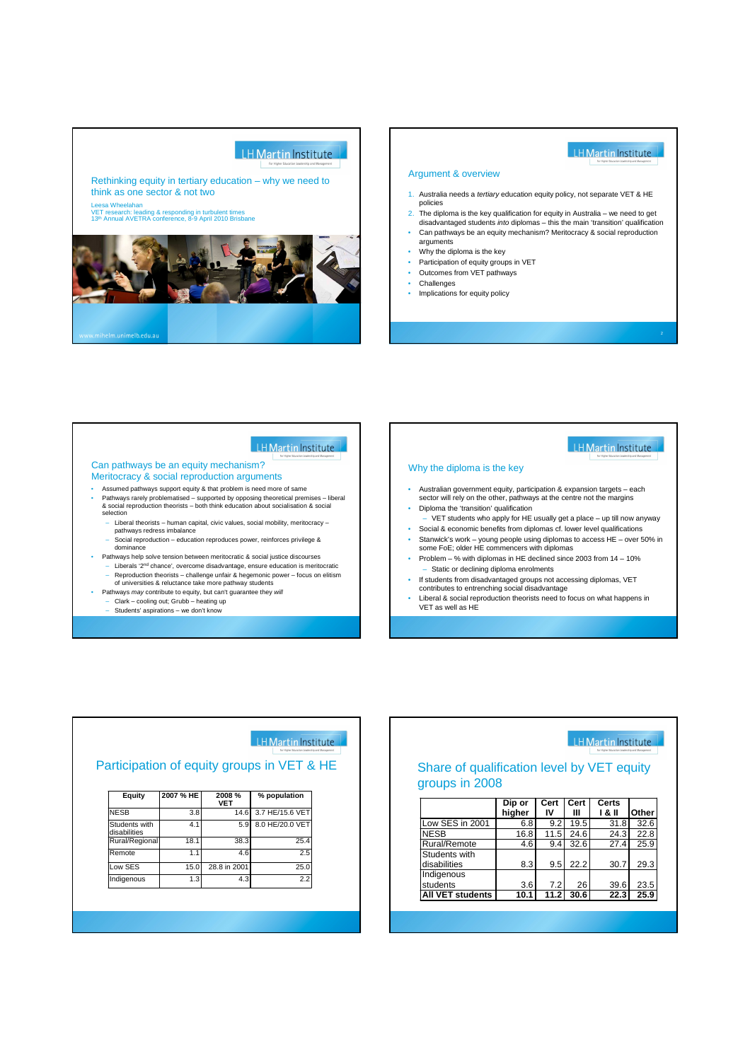# Rethinking equity in tertiary education – why we need to think as one sector & not two

Leesa Wheelahan
VET research: leading & responding in turbulent times
13th Annual AVETRA conference, 8-9 April 2010 Brisbane

www.mihelm.unimelb.edu.au

## Argument & overview

1. Australia needs a *tertiary* education equity policy, not separate VET & HE policies
2. The diploma is the key qualification for equity in Australia – we need to get disadvantaged students *into* diplomas – this the main 'transition' qualification

- Can pathways be an equity mechanism? Meritocracy & social reproduction arguments
- Why the diploma is the key
- Participation of equity groups in VET
- Outcomes from VET pathways
- Challenges
- Implications for equity policy

## Can pathways be an equity mechanism? Meritocracy & social reproduction arguments

- Assumed pathways support equity & that problem is need more of same
- Pathways rarely problematised – supported by opposing theoretical premises – liberal & social reproduction theorists – both think education about socialisation & social selection
  - Liberal theorists – human capital, civic values, social mobility, meritocracy – pathways redress imbalance
  - Social reproduction – education reproduces power, reinforces privilege & dominance
- Pathways help solve tension between meritocratic & social justice discourses
  - Liberals '2nd chance', overcome disadvantage, ensure education is meritocratic
  - Reproduction theorists – challenge unfair & hegemonic power – focus on elitism of universities & reluctance take more pathway students
- Pathways *may* contribute to equity, but can't guarantee they *will*
  - Clark – cooling out; Grubb – heating up
  - Students' aspirations – we don't know

## Why the diploma is the key

- Australian government equity, participation & expansion targets – each sector will rely on the other, pathways at the centre not the margins
- Diploma the 'transition' qualification
  - VET students who apply for HE usually get a place – up till now anyway
- Social & economic benefits from diplomas cf. lower level qualifications
- Stanwick's work – young people using diplomas to access HE – over 50% in some FoE; older HE commencers with diplomas
- Problem – % with diplomas in HE declined since 2003 from 14 – 10%
  - Static or declining diploma enrolments
- If students from disadvantaged groups not accessing diplomas, VET contributes to entrenching social disadvantage
- Liberal & social reproduction theorists need to focus on what happens in VET as well as HE

## Participation of equity groups in VET & HE

| Equity | 2007 % HE | 2008 % VET | % population |
|---|---|---|---|
| NESB | 3.8 | 14.6 | 3.7 HE/15.6 VET |
| Students with disabilities | 4.1 | 5.9 | 8.0 HE/20.0 VET |
| Rural/Regional | 18.1 | 38.3 | 25.4 |
| Remote | 1.1 | 4.6 | 2.5 |
| Low SES | 15.0 | 28.8 in 2001 | 25.0 |
| Indigenous | 1.3 | 4.3 | 2.2 |

## Share of qualification level by VET equity groups in 2008

| | Dip or higher | Cert IV | Cert III | Certs I & II | Other |
|---|---|---|---|---|---|
| Low SES in 2001 | 6.8 | 9.2 | 19.5 | 31.8 | 32.6 |
| NESB | 16.8 | 11.5 | 24.6 | 24.3 | 22.8 |
| Rural/Remote | 4.6 | 9.4 | 32.6 | 27.4 | 25.9 |
| Students with disabilities | 8.3 | 9.5 | 22.2 | 30.7 | 29.3 |
| Indigenous students | 3.6 | 7.2 | 26 | 39.6 | 23.5 |
| **All VET students** | **10.1** | **11.2** | **30.6** | **22.3** | **25.9** |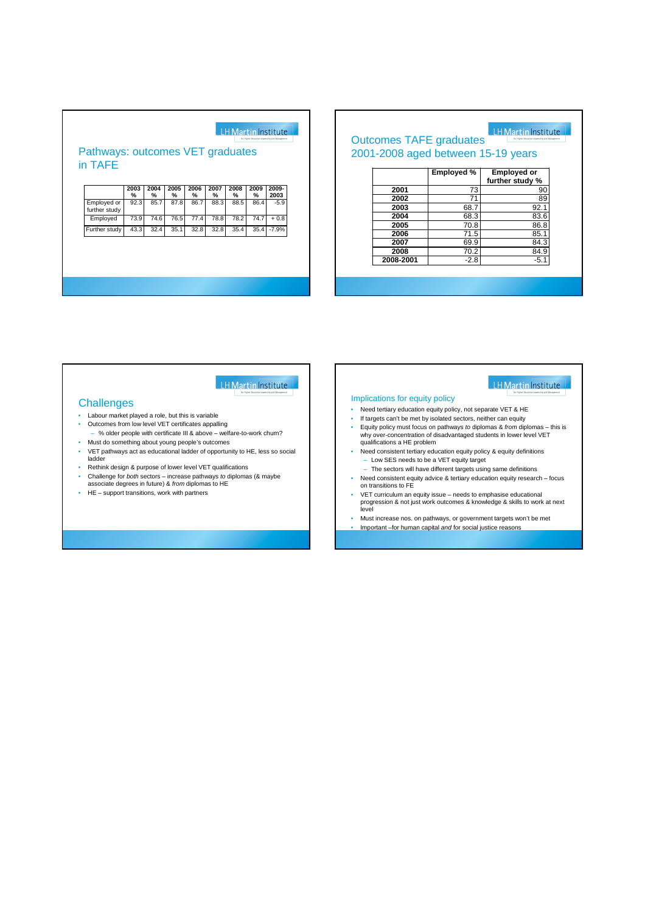## Pathways: outcomes VET graduates in TAFE

| | 2003 % | 2004 % | 2005 % | 2006 % | 2007 % | 2008 % | 2009 % | 2009-2003 |
|---|---|---|---|---|---|---|---|---|
| Employed or further study | 92.3 | 85.7 | 87.8 | 86.7 | 88.3 | 88.5 | 86.4 | -5.9 |
| Employed | 73.9 | 74.6 | 76.5 | 77.4 | 78.8 | 78.2 | 74.7 | + 0.8 |
| Further study | 43.3 | 32.4 | 35.1 | 32.8 | 32.8 | 35.4 | 35.4 | -7.9% |

## Outcomes TAFE graduates 2001-2008 aged between 15-19 years

| | Employed % | Employed or further study % |
|---|---|---|
| 2001 | 73 | 90 |
| 2002 | 71 | 89 |
| 2003 | 68.7 | 92.1 |
| 2004 | 68.3 | 83.6 |
| 2005 | 70.8 | 86.8 |
| 2006 | 71.5 | 85.1 |
| 2007 | 69.9 | 84.3 |
| 2008 | 70.2 | 84.9 |
| 2008-2001 | -2.8 | -5.1 |

## Challenges

- Labour market played a role, but this is variable
- Outcomes from low level VET certificates appalling
  - % older people with certificate III & above – welfare-to-work churn?
- Must do something about young people's outcomes
- VET pathways act as educational ladder of opportunity to HE, less so social ladder
- Rethink design & purpose of lower level VET qualifications
- Challenge for *both* sectors – increase pathways *to* diplomas (& maybe associate degrees in future) & *from* diplomas to HE
- HE – support transitions, work with partners

## Implications for equity policy

- Need tertiary education equity policy, not separate VET & HE
- If targets can't be met by isolated sectors, neither can equity
- Equity policy must focus on pathways *to* diplomas & *from* diplomas – this is why over-concentration of disadvantaged students in lower level VET qualifications a HE problem
- Need consistent tertiary education equity policy & equity definitions
  - Low SES needs to be a VET equity target
  - The sectors will have different targets using same definitions
- Need consistent equity advice & tertiary education equity research – focus on transitions to FE
- VET curriculum an equity issue – needs to emphasise educational progression & not just work outcomes & knowledge & skills to work at next level
- Must increase nos. on pathways, or government targets won't be met
- Important –for human capital *and* for social justice reasons